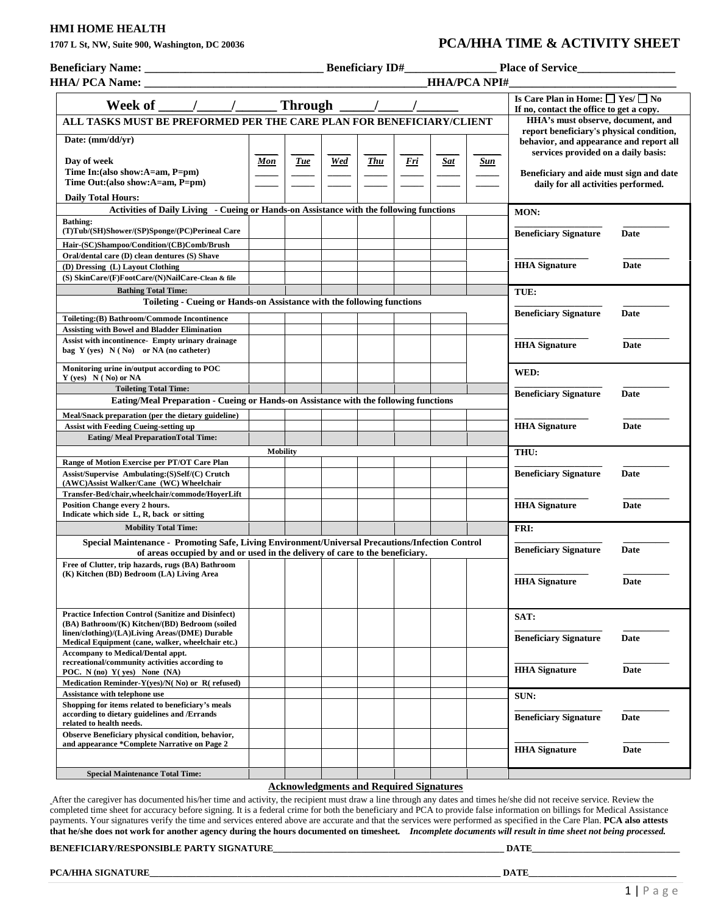**HMI HOME HEALTH**

**1707 L St, NW, Suite 900, Washington, DC 20036**

# PCA/HHA TIME & ACTIVITY SHEET

**Beneficiary Name:** ______________________________ **Beneficiary ID#**________________ **Place of Service**_________________

**HHA/ PCA Name:** ________________________________________________**HHA/PCA NPI#**_____________________________

| **Week of** _____/_____/______ **Through** _____/_____/______ | | | | | | | | **Is Care Plan in Home:** ☐ **Yes/** ☐ **No** **If no, contact the office to get a copy.** |
|---|---|---|---|---|---|---|---|---|
| **ALL TASKS MUST BE PREFORMED PER THE CARE PLAN FOR BENEFICIARY/CLIENT** | | | | | | | | **HHA's must observe, document, and report beneficiary's physical condition, behavior, and appearance and report all services provided on a daily basis:** |
| **Date: (mm/dd/yr)** | _____ | _____ | _____ | _____ | _____ | _____ | _____ | |
| **Day of week** | ***Mon*** | ***Tue*** | ***Wed*** | ***Thu*** | ***Fri*** | ***Sat*** | ***Sun*** | **Beneficiary and aide must sign and date daily for all activities performed.** |
| **Time In:(also show:A=am, P=pm)** | _____ | _____ | _____ | _____ | _____ | _____ | _____ | |
| **Time Out:(also show:A=am, P=pm)** | _____ | _____ | _____ | _____ | _____ | _____ | _____ | |
| **Daily Total Hours:** | | | | | | | | |
| **Activities of Daily Living - Cueing or Hands-on Assistance with the following functions** | | | | | | | | **MON:** |
| **Bathing: (T)Tub/(SH)Shower/(SP)Sponge/(PC)Perineal Care** | | | | | | | | ________________ __________ **Beneficiary Signature Date** |
| **Hair-(SC)Shampoo/Condition/(CB)Comb/Brush** | | | | | | | | |
| **Oral/dental care (D) clean dentures (S) Shave** | | | | | | | | ________________ __________ |
| **(D) Dressing (L) Layout Clothing** | | | | | | | | **HHA Signature Date** |
| **(S) SkinCare/(F)FootCare/(N)NailCare-Clean & file** | | | | | | | | |
| **Bathing Total Time:** | | | | | | | | **TUE:** |
| **Toileting - Cueing or Hands-on Assistance with the following functions** | | | | | | | | ________________ __________ |
| **Toileting:(B) Bathroom/Commode Incontinence** | | | | | | | | **Beneficiary Signature Date** |
| **Assisting with Bowel and Bladder Elimination** | | | | | | | | |
| **Assist with incontinence- Empty urinary drainage bag Y (yes) N ( No) or NA (no catheter)** | | | | | | | | ________________ __________ **HHA Signature Date** |
| **Monitoring urine in/output according to POC Y (yes) N ( No) or NA** | | | | | | | | **WED:** |
| **Toileting Total Time:** | | | | | | | | ________________ __________ |
| **Eating/Meal Preparation - Cueing or Hands-on Assistance with the following functions** | | | | | | | | **Beneficiary Signature Date** |
| **Meal/Snack preparation (per the dietary guideline)** | | | | | | | | ________________ __________ |
| **Assist with Feeding Cueing-setting up** | | | | | | | | **HHA Signature Date** |
| **Eating/ Meal PreparationTotal Time:** | | | | | | | | |
| **Mobility** | | | | | | | | **THU:** |
| **Range of Motion Exercise per PT/OT Care Plan** | | | | | | | | ________________ __________ |
| **Assist/Supervise Ambulating:(S)Self/(C) Crutch (AWC)Assist Walker/Cane (WC) Wheelchair** | | | | | | | | **Beneficiary Signature Date** |
| **Transfer-Bed/chair,wheelchair/commode/HoyerLift** | | | | | | | | ________________ __________ |
| **Position Change every 2 hours. Indicate which side L, R, back or sitting** | | | | | | | | **HHA Signature Date** |
| **Mobility Total Time:** | | | | | | | | **FRI:** |
| **Special Maintenance - Promoting Safe, Living Environment/Universal Precautions/Infection Control of areas occupied by and or used in the delivery of care to the beneficiary.** | | | | | | | | ________________ __________ **Beneficiary Signature Date** |
| **Free of Clutter, trip hazards, rugs (BA) Bathroom (K) Kitchen (BD) Bedroom (LA) Living Area** | | | | | | | | ________________ __________ **HHA Signature Date** |
| **Practice Infection Control (Sanitize and Disinfect) (BA) Bathroom/(K) Kitchen/(BD) Bedroom (soiled linen/clothing)/(LA)Living Areas/(DME) Durable Medical Equipment (cane, walker, wheelchair etc.)** | | | | | | | | **SAT:** ________________ __________ **Beneficiary Signature Date** |
| **Accompany to Medical/Dental appt. recreational/community activities according to POC. N (no) Y( yes) None (NA)** | | | | | | | | ________________ __________ **HHA Signature Date** |
| **Medication Reminder-Y(yes)/N( No) or R( refused)** | | | | | | | | |
| **Assistance with telephone use** | | | | | | | | **SUN:** |
| **Shopping for items related to beneficiary's meals according to dietary guidelines and /Errands related to health needs.** | | | | | | | | ________________ __________ **Beneficiary Signature Date** |
| **Observe Beneficiary physical condition, behavior, and appearance \*Complete Narrative on Page 2** | | | | | | | | ________________ __________ |
| | | | | | | | | **HHA Signature Date** |
| **Special Maintenance Total Time:** | | | | | | | | |

## Acknowledgments and Required Signatures

After the caregiver has documented his/her time and activity, the recipient must draw a line through any dates and times he/she did not receive service. Review the completed time sheet for accuracy before signing. It is a federal crime for both the beneficiary and PCA to provide false information on billings for Medical Assistance payments. Your signatures verify the time and services entered above are accurate and that the services were performed as specified in the Care Plan. **PCA also attests that he/she does not work for another agency during the hours documented on timesheet.** ***Incomplete documents will result in time sheet not being processed.***

**BENEFICIARY/RESPONSIBLE PARTY SIGNATURE**_______________________________________________ **DATE**______________________________

**PCA/HHA SIGNATURE**_______________________________________________________________________ **DATE**______________________________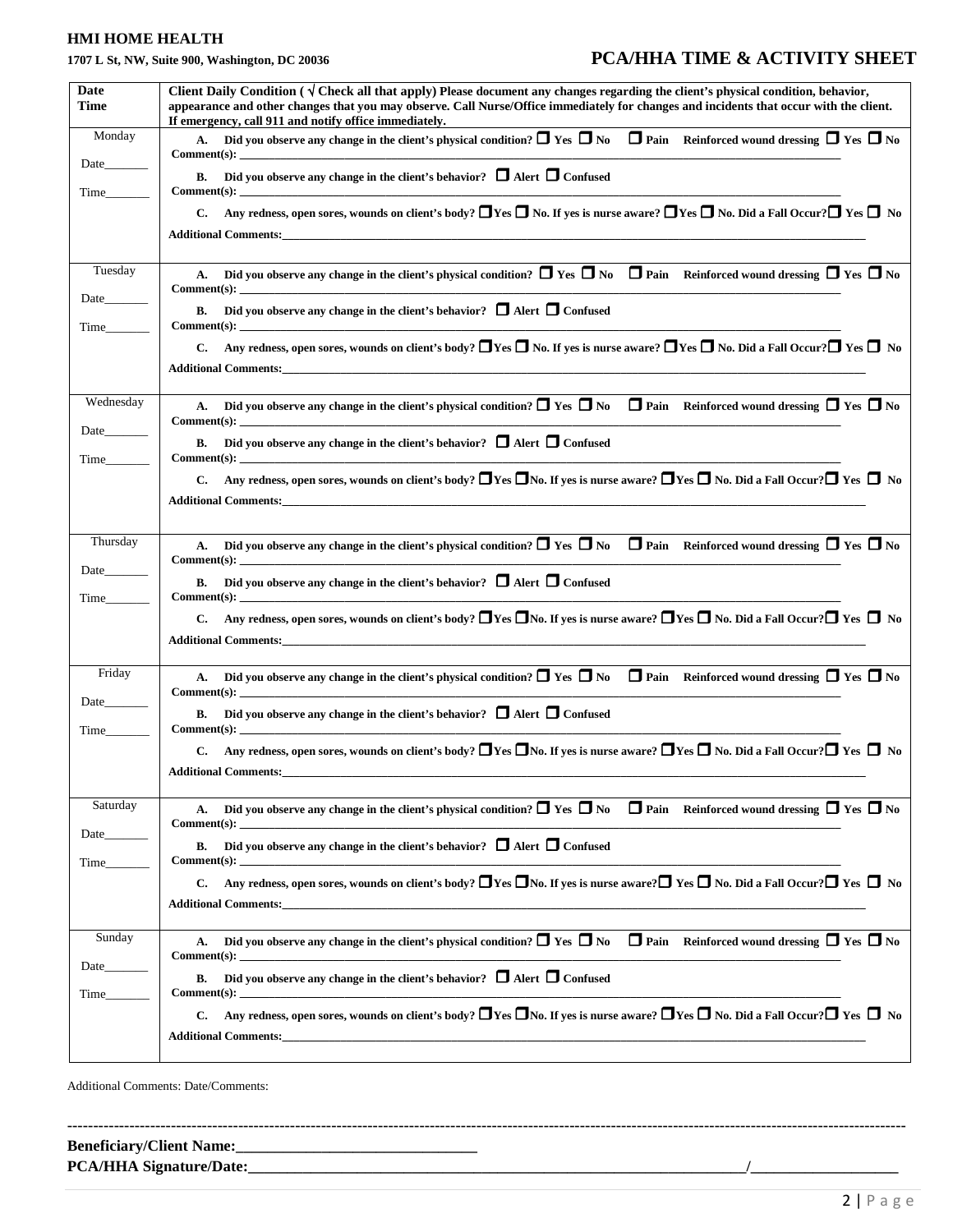**HMI HOME HEALTH**

**1707 L St, NW, Suite 900, Washington, DC 20036**

# PCA/HHA TIME & ACTIVITY SHEET

| Date Time | Client Daily Condition ( √ Check all that apply) Please document any changes regarding the client's physical condition, behavior, appearance and other changes that you may observe. Call Nurse/Office immediately for changes and incidents that occur with the client. If emergency, call 911 and notify office immediately. |
|---|---|
| Monday<br><br>Date_______<br><br>Time_______ | **A. Did you observe any change in the client's physical condition? ☐ Yes ☐ No ☐ Pain Reinforced wound dressing ☐ Yes ☐ No**<br>**Comment(s):** ______<br>**B. Did you observe any change in the client's behavior? ☐ Alert ☐ Confused**<br>**Comment(s):** ______<br>**C. Any redness, open sores, wounds on client's body? ☐Yes ☐ No. If yes is nurse aware? ☐Yes ☐ No. Did a Fall Occur?☐ Yes ☐ No**<br>**Additional Comments:** ______ |
| Tuesday<br><br>Date_______<br><br>Time_______ | **A. Did you observe any change in the client's physical condition? ☐ Yes ☐ No ☐ Pain Reinforced wound dressing ☐ Yes ☐ No**<br>**Comment(s):** ______<br>**B. Did you observe any change in the client's behavior? ☐ Alert ☐ Confused**<br>**Comment(s):** ______<br>**C. Any redness, open sores, wounds on client's body? ☐Yes ☐ No. If yes is nurse aware? ☐Yes ☐ No. Did a Fall Occur?☐ Yes ☐ No**<br>**Additional Comments:** ______ |
| Wednesday<br><br>Date_______<br><br>Time_______ | **A. Did you observe any change in the client's physical condition? ☐ Yes ☐ No ☐ Pain Reinforced wound dressing ☐ Yes ☐ No**<br>**Comment(s):** ______<br>**B. Did you observe any change in the client's behavior? ☐ Alert ☐ Confused**<br>**Comment(s):** ______<br>**C. Any redness, open sores, wounds on client's body? ☐Yes ☐No. If yes is nurse aware? ☐Yes ☐ No. Did a Fall Occur?☐ Yes ☐ No**<br>**Additional Comments:** ______ |
| Thursday<br><br>Date_______<br><br>Time_______ | **A. Did you observe any change in the client's physical condition? ☐ Yes ☐ No ☐ Pain Reinforced wound dressing ☐ Yes ☐ No**<br>**Comment(s):** ______<br>**B. Did you observe any change in the client's behavior? ☐ Alert ☐ Confused**<br>**Comment(s):** ______<br>**C. Any redness, open sores, wounds on client's body? ☐Yes ☐No. If yes is nurse aware? ☐Yes ☐ No. Did a Fall Occur?☐ Yes ☐ No**<br>**Additional Comments:** ______ |
| Friday<br><br>Date_______<br><br>Time_______ | **A. Did you observe any change in the client's physical condition? ☐ Yes ☐ No ☐ Pain Reinforced wound dressing ☐ Yes ☐ No**<br>**Comment(s):** ______<br>**B. Did you observe any change in the client's behavior? ☐ Alert ☐ Confused**<br>**Comment(s):** ______<br>**C. Any redness, open sores, wounds on client's body? ☐Yes ☐No. If yes is nurse aware? ☐Yes ☐ No. Did a Fall Occur?☐ Yes ☐ No**<br>**Additional Comments:** ______ |
| Saturday<br><br>Date_______<br><br>Time_______ | **A. Did you observe any change in the client's physical condition? ☐ Yes ☐ No ☐ Pain Reinforced wound dressing ☐ Yes ☐ No**<br>**Comment(s):** ______<br>**B. Did you observe any change in the client's behavior? ☐ Alert ☐ Confused**<br>**Comment(s):** ______<br>**C. Any redness, open sores, wounds on client's body? ☐Yes ☐No. If yes is nurse aware?☐ Yes ☐ No. Did a Fall Occur?☐ Yes ☐ No**<br>**Additional Comments:** ______ |
| Sunday<br><br>Date_______<br><br>Time_______ | **A. Did you observe any change in the client's physical condition? ☐ Yes ☐ No ☐ Pain Reinforced wound dressing ☐ Yes ☐ No**<br>**Comment(s):** ______<br>**B. Did you observe any change in the client's behavior? ☐ Alert ☐ Confused**<br>**Comment(s):** ______<br>**C. Any redness, open sores, wounds on client's body? ☐Yes ☐No. If yes is nurse aware? ☐Yes ☐ No. Did a Fall Occur?☐ Yes ☐ No**<br>**Additional Comments:** ______ |

Additional Comments: Date/Comments:

---

**Beneficiary/Client Name:**______________________________

**PCA/HHA Signature/Date:**______________________________/____________________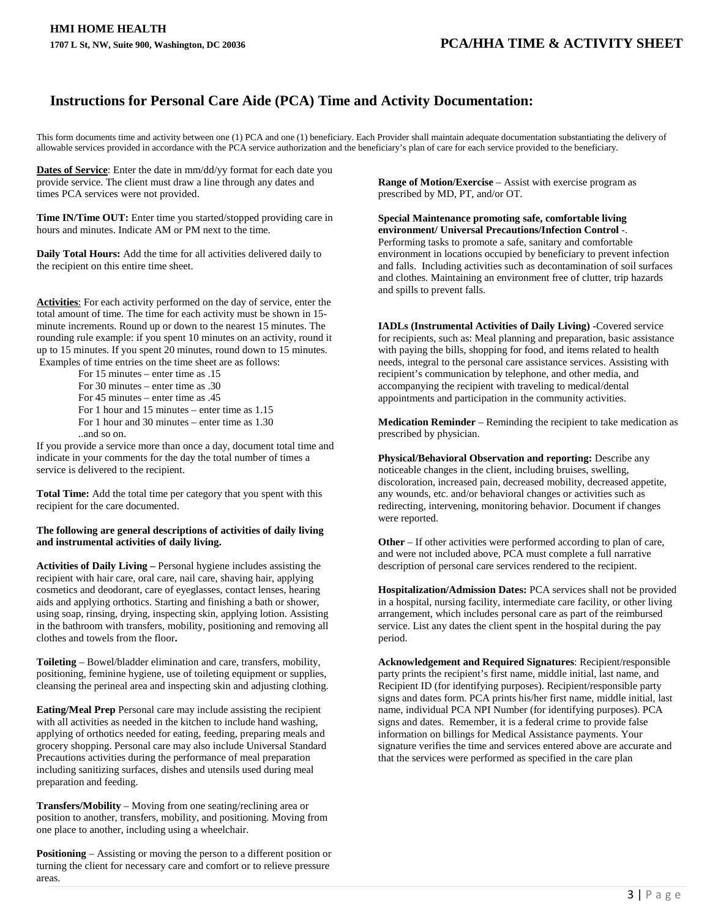**HMI HOME HEALTH**

**1707 L St, NW, Suite 900, Washington, DC 20036**

## PCA/HHA TIME & ACTIVITY SHEET

# Instructions for Personal Care Aide (PCA) Time and Activity Documentation:

This form documents time and activity between one (1) PCA and one (1) beneficiary. Each Provider shall maintain adequate documentation substantiating the delivery of allowable services provided in accordance with the PCA service authorization and the beneficiary's plan of care for each service provided to the beneficiary.

**Dates of Service**: Enter the date in mm/dd/yy format for each date you provide service. The client must draw a line through any dates and times PCA services were not provided.

**Time IN/Time OUT:** Enter time you started/stopped providing care in hours and minutes. Indicate AM or PM next to the time.

**Daily Total Hours:** Add the time for all activities delivered daily to the recipient on this entire time sheet.

**Activities**: For each activity performed on the day of service, enter the total amount of time. The time for each activity must be shown in 15-minute increments. Round up or down to the nearest 15 minutes. The rounding rule example: if you spent 10 minutes on an activity, round it up to 15 minutes. If you spent 20 minutes, round down to 15 minutes. Examples of time entries on the time sheet are as follows:

For 15 minutes – enter time as .15
For 30 minutes – enter time as .30
For 45 minutes – enter time as .45
For 1 hour and 15 minutes – enter time as 1.15
For 1 hour and 30 minutes – enter time as 1.30
..and so on.

If you provide a service more than once a day, document total time and indicate in your comments for the day the total number of times a service is delivered to the recipient.

**Total Time:** Add the total time per category that you spent with this recipient for the care documented.

**The following are general descriptions of activities of daily living and instrumental activities of daily living.**

**Activities of Daily Living –** Personal hygiene includes assisting the recipient with hair care, oral care, nail care, shaving hair, applying cosmetics and deodorant, care of eyeglasses, contact lenses, hearing aids and applying orthotics. Starting and finishing a bath or shower, using soap, rinsing, drying, inspecting skin, applying lotion. Assisting in the bathroom with transfers, mobility, positioning and removing all clothes and towels from the floor**.**

**Toileting** – Bowel/bladder elimination and care, transfers, mobility, positioning, feminine hygiene, use of toileting equipment or supplies, cleansing the perineal area and inspecting skin and adjusting clothing.

**Eating/Meal Prep** Personal care may include assisting the recipient with all activities as needed in the kitchen to include hand washing, applying of orthotics needed for eating, feeding, preparing meals and grocery shopping. Personal care may also include Universal Standard Precautions activities during the performance of meal preparation including sanitizing surfaces, dishes and utensils used during meal preparation and feeding.

**Transfers/Mobility** – Moving from one seating/reclining area or position to another, transfers, mobility, and positioning. Moving from one place to another, including using a wheelchair.

**Positioning** – Assisting or moving the person to a different position or turning the client for necessary care and comfort or to relieve pressure areas.

**Range of Motion/Exercise** – Assist with exercise program as prescribed by MD, PT, and/or OT.

**Special Maintenance promoting safe, comfortable living environment/ Universal Precautions/Infection Control -**. Performing tasks to promote a safe, sanitary and comfortable environment in locations occupied by beneficiary to prevent infection and falls. Including activities such as decontamination of soil surfaces and clothes. Maintaining an environment free of clutter, trip hazards and spills to prevent falls.

**IADLs (Instrumental Activities of Daily Living) -**Covered service for recipients, such as: Meal planning and preparation, basic assistance with paying the bills, shopping for food, and items related to health needs, integral to the personal care assistance services. Assisting with recipient's communication by telephone, and other media, and accompanying the recipient with traveling to medical/dental appointments and participation in the community activities.

**Medication Reminder** – Reminding the recipient to take medication as prescribed by physician.

**Physical/Behavioral Observation and reporting:** Describe any noticeable changes in the client, including bruises, swelling, discoloration, increased pain, decreased mobility, decreased appetite, any wounds, etc. and/or behavioral changes or activities such as redirecting, intervening, monitoring behavior. Document if changes were reported.

**Other** – If other activities were performed according to plan of care, and were not included above, PCA must complete a full narrative description of personal care services rendered to the recipient.

**Hospitalization/Admission Dates:** PCA services shall not be provided in a hospital, nursing facility, intermediate care facility, or other living arrangement, which includes personal care as part of the reimbursed service. List any dates the client spent in the hospital during the pay period.

**Acknowledgement and Required Signatures**: Recipient/responsible party prints the recipient's first name, middle initial, last name, and Recipient ID (for identifying purposes). Recipient/responsible party signs and dates form. PCA prints his/her first name, middle initial, last name, individual PCA NPI Number (for identifying purposes). PCA signs and dates. Remember, it is a federal crime to provide false information on billings for Medical Assistance payments. Your signature verifies the time and services entered above are accurate and that the services were performed as specified in the care plan